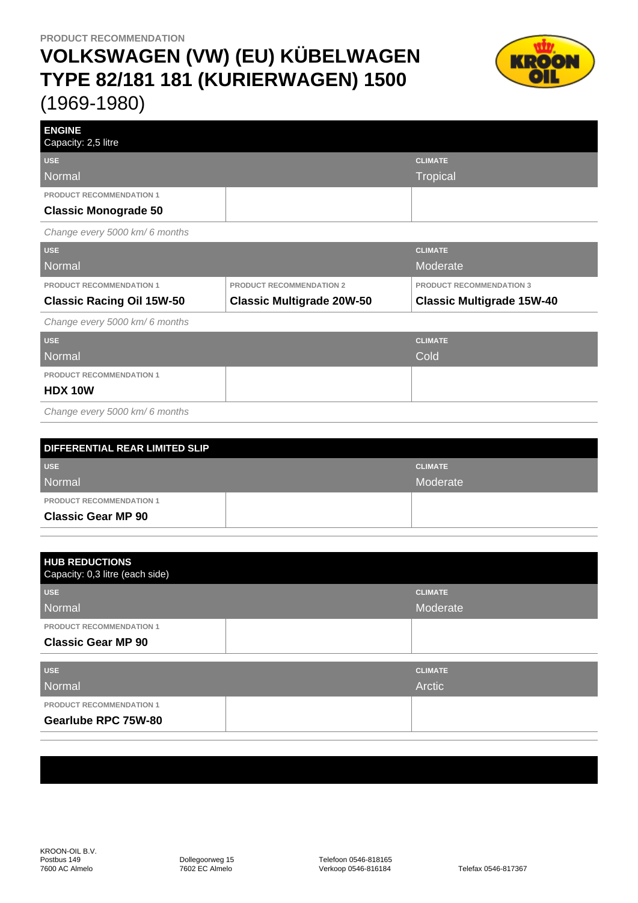PRODUCT RECOMMENDATION

# VOLKSWAGEN (VW) (EU) KÜBELWAGEN TYPE 82/181 181 (KURIERWAGEN) 1500

(1969-1980)

## ENGINE

Capacity: 2,5 litre

| USE | | CLIMATE |
|---|---|---|
| Normal | | Tropical |
| PRODUCT RECOMMENDATION 1 | | |
| **Classic Monograde 50** | | |

*Change every 5000 km/ 6 months*

| USE | | CLIMATE |
|---|---|---|
| Normal | | Moderate |
| PRODUCT RECOMMENDATION 1 | PRODUCT RECOMMENDATION 2 | PRODUCT RECOMMENDATION 3 |
| **Classic Racing Oil 15W-50** | **Classic Multigrade 20W-50** | **Classic Multigrade 15W-40** |

*Change every 5000 km/ 6 months*

| USE | | CLIMATE |
|---|---|---|
| Normal | | Cold |
| PRODUCT RECOMMENDATION 1 | | |
| **HDX 10W** | | |

*Change every 5000 km/ 6 months*

## DIFFERENTIAL REAR LIMITED SLIP

| USE | | CLIMATE |
|---|---|---|
| Normal | | Moderate |
| PRODUCT RECOMMENDATION 1 | | |
| **Classic Gear MP 90** | | |

## HUB REDUCTIONS

Capacity: 0,3 litre (each side)

| USE | | CLIMATE |
|---|---|---|
| Normal | | Moderate |
| PRODUCT RECOMMENDATION 1 | | |
| **Classic Gear MP 90** | | |

| USE | | CLIMATE |
|---|---|---|
| Normal | | Arctic |
| PRODUCT RECOMMENDATION 1 | | |
| **Gearlube RPC 75W-80** | | |

KROON-OIL B.V.
Postbus 149
7600 AC Almelo

Dollegoorweg 15
7602 EC Almelo

Telefoon 0546-818165
Verkoop 0546-816184

Telefax 0546-817367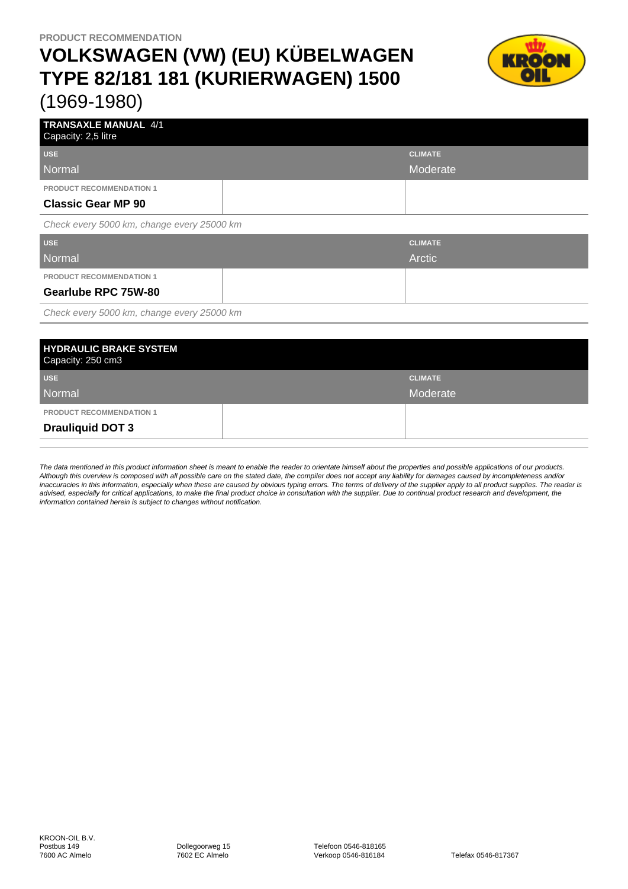PRODUCT RECOMMENDATION

# VOLKSWAGEN (VW) (EU) KÜBELWAGEN TYPE 82/181 181 (KURIERWAGEN) 1500 (1969-1980)

## TRANSAXLE MANUAL 4/1

Capacity: 2,5 litre

| USE | | CLIMATE |
|---|---|---|
| Normal | | Moderate |
| **PRODUCT RECOMMENDATION 1** | | |
| **Classic Gear MP 90** | | |

*Check every 5000 km, change every 25000 km*

| USE | | CLIMATE |
|---|---|---|
| Normal | | Arctic |
| **PRODUCT RECOMMENDATION 1** | | |
| **Gearlube RPC 75W-80** | | |

*Check every 5000 km, change every 25000 km*

## HYDRAULIC BRAKE SYSTEM

Capacity: 250 cm3

| USE | | CLIMATE |
|---|---|---|
| Normal | | Moderate |
| **PRODUCT RECOMMENDATION 1** | | |
| **Drauliquid DOT 3** | | |

*The data mentioned in this product information sheet is meant to enable the reader to orientate himself about the properties and possible applications of our products. Although this overview is composed with all possible care on the stated date, the compiler does not accept any liability for damages caused by incompleteness and/or inaccuracies in this information, especially when these are caused by obvious typing errors. The terms of delivery of the supplier apply to all product supplies. The reader is advised, especially for critical applications, to make the final product choice in consultation with the supplier. Due to continual product research and development, the information contained herein is subject to changes without notification.*

KROON-OIL B.V.
Postbus 149
7600 AC Almelo

Dollegoorweg 15
7602 EC Almelo

Telefoon 0546-818165
Verkoop 0546-816184

Telefax 0546-817367